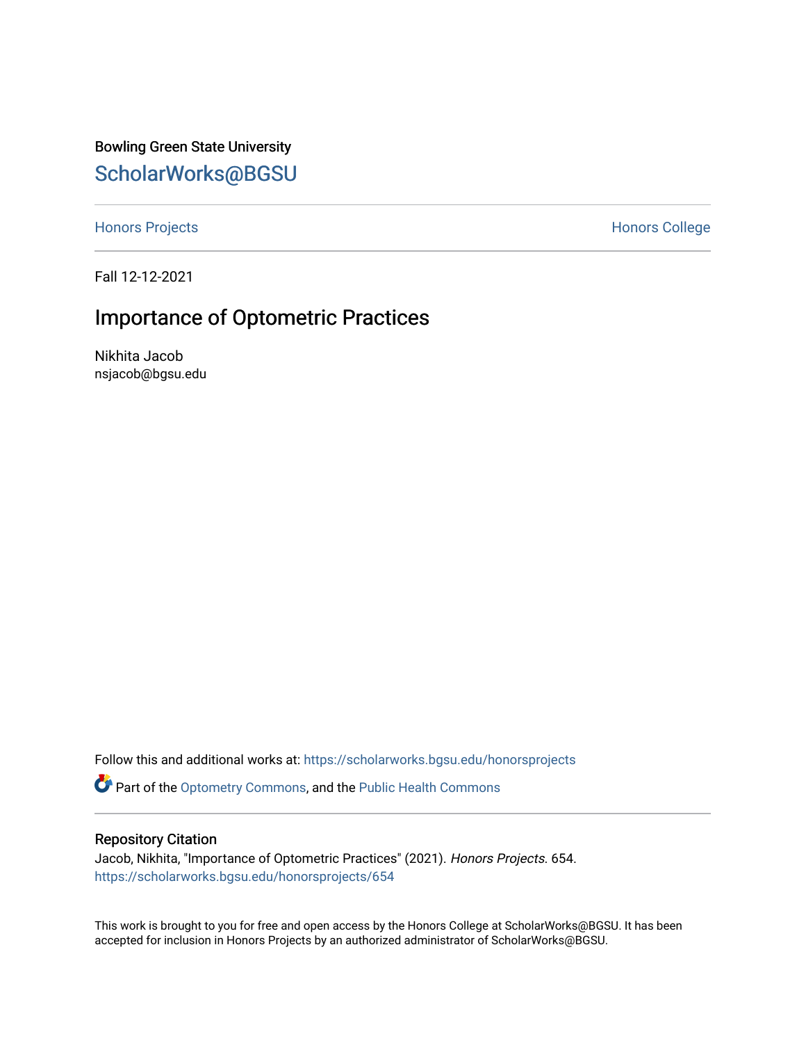Bowling Green State University

## ScholarWorks@BGSU

Honors Projects | Honors College

---

Fall 12-12-2021

# Importance of Optometric Practices

Nikhita Jacob
nsjacob@bgsu.edu

Follow this and additional works at: https://scholarworks.bgsu.edu/honorsprojects

Part of the Optometry Commons, and the Public Health Commons

---

### Repository Citation

Jacob, Nikhita, "Importance of Optometric Practices" (2021). *Honors Projects*. 654.
https://scholarworks.bgsu.edu/honorsprojects/654

This work is brought to you for free and open access by the Honors College at ScholarWorks@BGSU. It has been accepted for inclusion in Honors Projects by an authorized administrator of ScholarWorks@BGSU.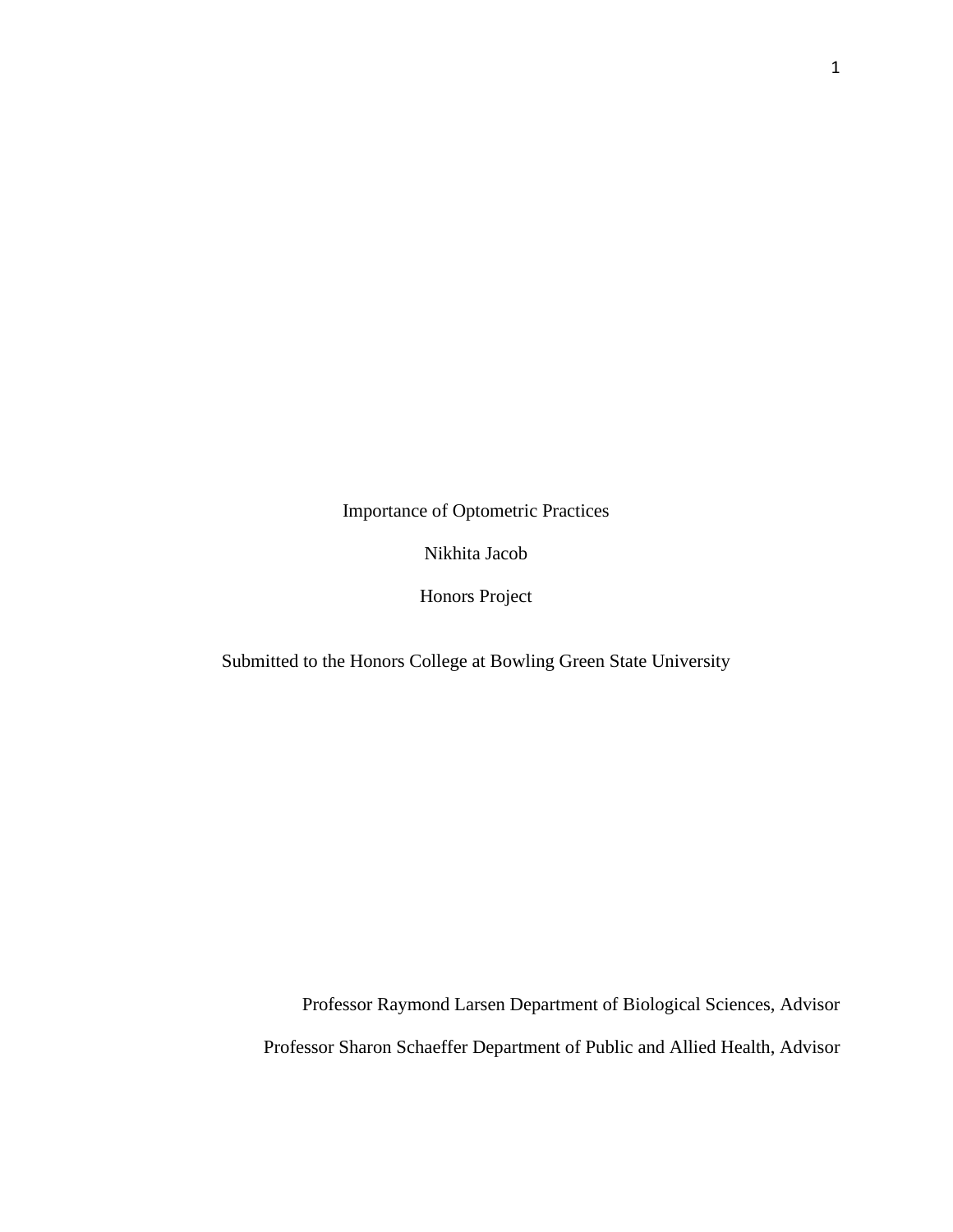# Importance of Optometric Practices

Nikhita Jacob

Honors Project

Submitted to the Honors College at Bowling Green State University

Professor Raymond Larsen Department of Biological Sciences, Advisor

Professor Sharon Schaeffer Department of Public and Allied Health, Advisor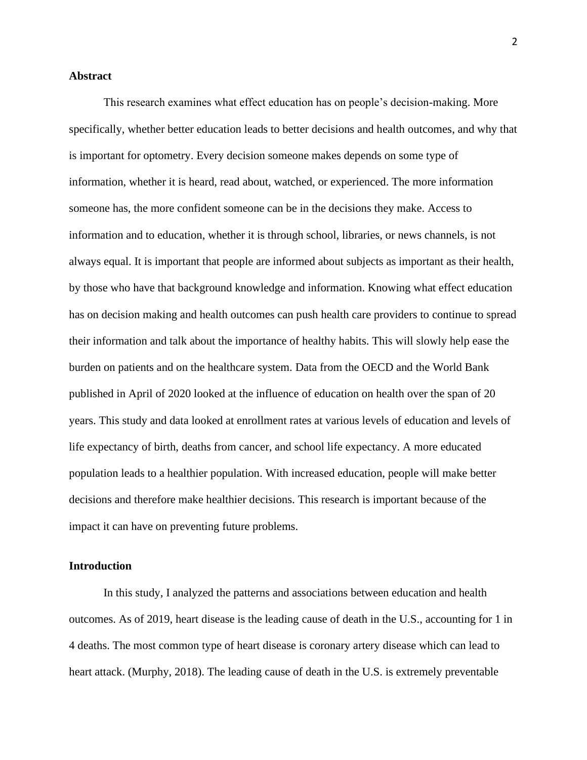**Abstract**

This research examines what effect education has on people's decision-making. More specifically, whether better education leads to better decisions and health outcomes, and why that is important for optometry. Every decision someone makes depends on some type of information, whether it is heard, read about, watched, or experienced. The more information someone has, the more confident someone can be in the decisions they make. Access to information and to education, whether it is through school, libraries, or news channels, is not always equal. It is important that people are informed about subjects as important as their health, by those who have that background knowledge and information. Knowing what effect education has on decision making and health outcomes can push health care providers to continue to spread their information and talk about the importance of healthy habits. This will slowly help ease the burden on patients and on the healthcare system. Data from the OECD and the World Bank published in April of 2020 looked at the influence of education on health over the span of 20 years. This study and data looked at enrollment rates at various levels of education and levels of life expectancy of birth, deaths from cancer, and school life expectancy. A more educated population leads to a healthier population. With increased education, people will make better decisions and therefore make healthier decisions. This research is important because of the impact it can have on preventing future problems.

**Introduction**

In this study, I analyzed the patterns and associations between education and health outcomes. As of 2019, heart disease is the leading cause of death in the U.S., accounting for 1 in 4 deaths. The most common type of heart disease is coronary artery disease which can lead to heart attack. (Murphy, 2018). The leading cause of death in the U.S. is extremely preventable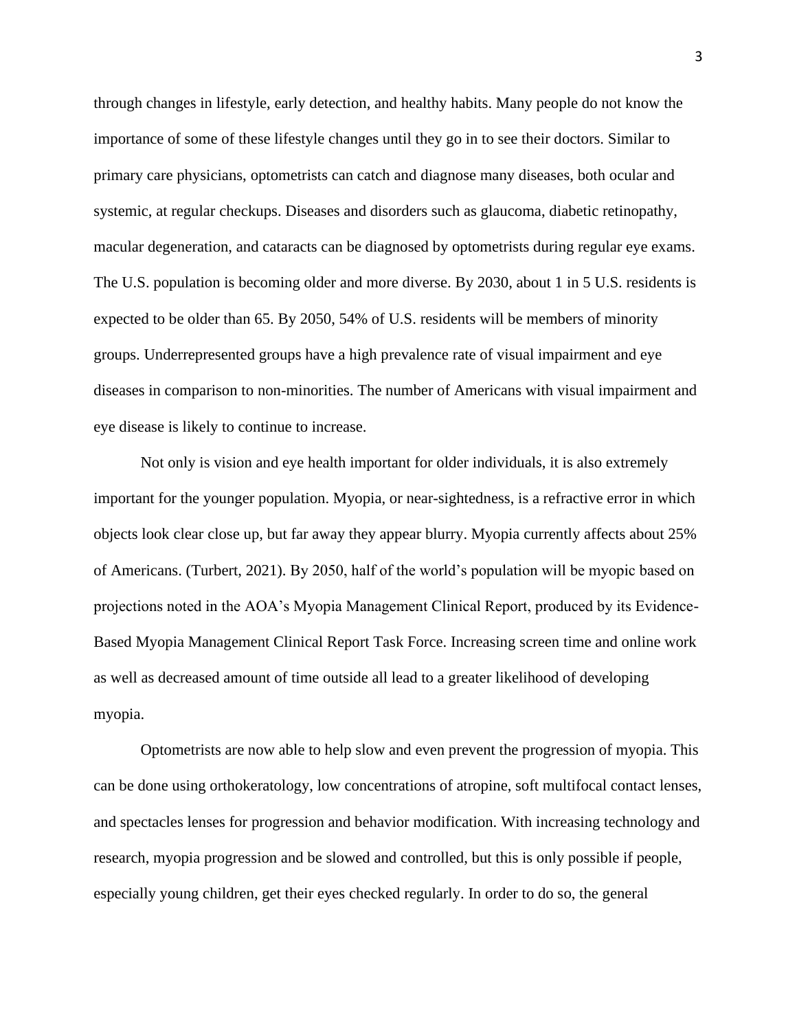through changes in lifestyle, early detection, and healthy habits. Many people do not know the importance of some of these lifestyle changes until they go in to see their doctors. Similar to primary care physicians, optometrists can catch and diagnose many diseases, both ocular and systemic, at regular checkups. Diseases and disorders such as glaucoma, diabetic retinopathy, macular degeneration, and cataracts can be diagnosed by optometrists during regular eye exams. The U.S. population is becoming older and more diverse. By 2030, about 1 in 5 U.S. residents is expected to be older than 65. By 2050, 54% of U.S. residents will be members of minority groups. Underrepresented groups have a high prevalence rate of visual impairment and eye diseases in comparison to non-minorities. The number of Americans with visual impairment and eye disease is likely to continue to increase.

Not only is vision and eye health important for older individuals, it is also extremely important for the younger population. Myopia, or near-sightedness, is a refractive error in which objects look clear close up, but far away they appear blurry. Myopia currently affects about 25% of Americans. (Turbert, 2021). By 2050, half of the world's population will be myopic based on projections noted in the AOA's Myopia Management Clinical Report, produced by its Evidence-Based Myopia Management Clinical Report Task Force. Increasing screen time and online work as well as decreased amount of time outside all lead to a greater likelihood of developing myopia.

Optometrists are now able to help slow and even prevent the progression of myopia. This can be done using orthokeratology, low concentrations of atropine, soft multifocal contact lenses, and spectacles lenses for progression and behavior modification. With increasing technology and research, myopia progression and be slowed and controlled, but this is only possible if people, especially young children, get their eyes checked regularly. In order to do so, the general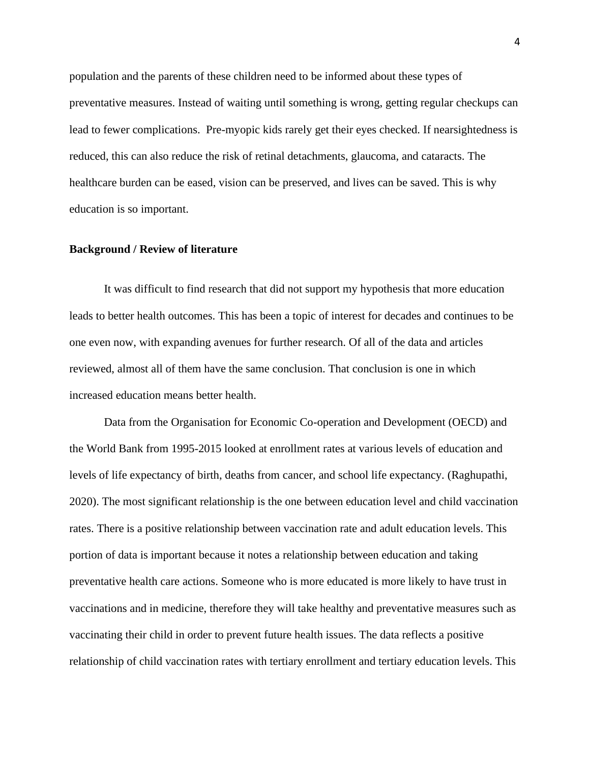population and the parents of these children need to be informed about these types of preventative measures. Instead of waiting until something is wrong, getting regular checkups can lead to fewer complications. Pre-myopic kids rarely get their eyes checked. If nearsightedness is reduced, this can also reduce the risk of retinal detachments, glaucoma, and cataracts. The healthcare burden can be eased, vision can be preserved, and lives can be saved. This is why education is so important.

**Background / Review of literature**

It was difficult to find research that did not support my hypothesis that more education leads to better health outcomes. This has been a topic of interest for decades and continues to be one even now, with expanding avenues for further research. Of all of the data and articles reviewed, almost all of them have the same conclusion. That conclusion is one in which increased education means better health.

Data from the Organisation for Economic Co-operation and Development (OECD) and the World Bank from 1995-2015 looked at enrollment rates at various levels of education and levels of life expectancy of birth, deaths from cancer, and school life expectancy. (Raghupathi, 2020). The most significant relationship is the one between education level and child vaccination rates. There is a positive relationship between vaccination rate and adult education levels. This portion of data is important because it notes a relationship between education and taking preventative health care actions. Someone who is more educated is more likely to have trust in vaccinations and in medicine, therefore they will take healthy and preventative measures such as vaccinating their child in order to prevent future health issues. The data reflects a positive relationship of child vaccination rates with tertiary enrollment and tertiary education levels. This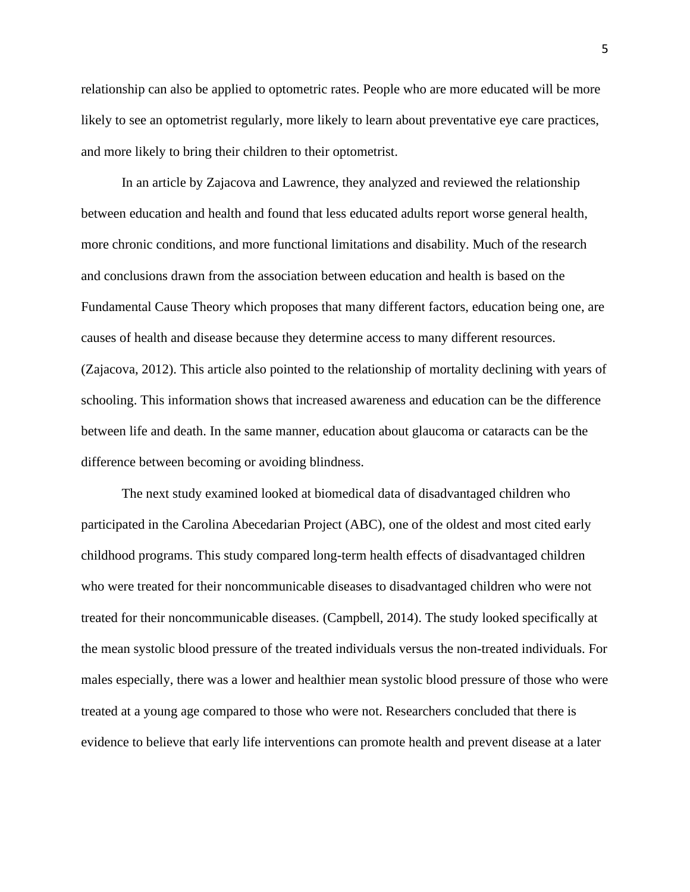relationship can also be applied to optometric rates. People who are more educated will be more likely to see an optometrist regularly, more likely to learn about preventative eye care practices, and more likely to bring their children to their optometrist.

In an article by Zajacova and Lawrence, they analyzed and reviewed the relationship between education and health and found that less educated adults report worse general health, more chronic conditions, and more functional limitations and disability. Much of the research and conclusions drawn from the association between education and health is based on the Fundamental Cause Theory which proposes that many different factors, education being one, are causes of health and disease because they determine access to many different resources. (Zajacova, 2012). This article also pointed to the relationship of mortality declining with years of schooling. This information shows that increased awareness and education can be the difference between life and death. In the same manner, education about glaucoma or cataracts can be the difference between becoming or avoiding blindness.

The next study examined looked at biomedical data of disadvantaged children who participated in the Carolina Abecedarian Project (ABC), one of the oldest and most cited early childhood programs. This study compared long-term health effects of disadvantaged children who were treated for their noncommunicable diseases to disadvantaged children who were not treated for their noncommunicable diseases. (Campbell, 2014). The study looked specifically at the mean systolic blood pressure of the treated individuals versus the non-treated individuals. For males especially, there was a lower and healthier mean systolic blood pressure of those who were treated at a young age compared to those who were not. Researchers concluded that there is evidence to believe that early life interventions can promote health and prevent disease at a later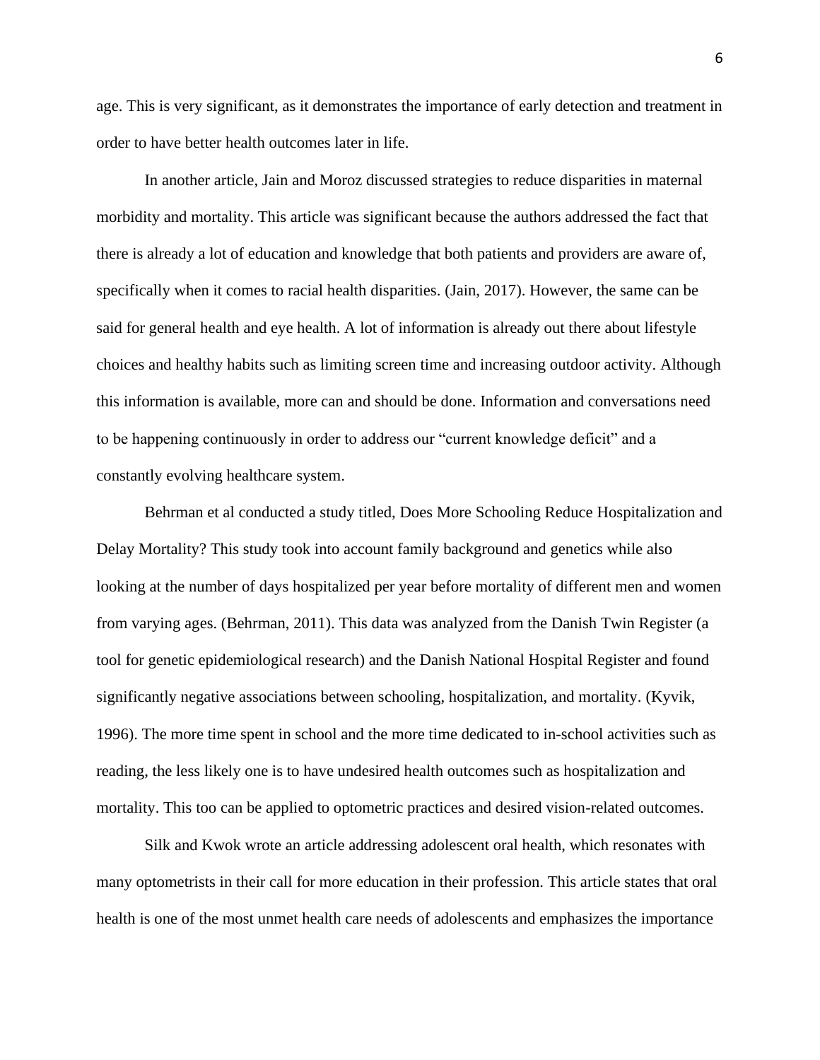age. This is very significant, as it demonstrates the importance of early detection and treatment in order to have better health outcomes later in life.

In another article, Jain and Moroz discussed strategies to reduce disparities in maternal morbidity and mortality. This article was significant because the authors addressed the fact that there is already a lot of education and knowledge that both patients and providers are aware of, specifically when it comes to racial health disparities. (Jain, 2017). However, the same can be said for general health and eye health. A lot of information is already out there about lifestyle choices and healthy habits such as limiting screen time and increasing outdoor activity. Although this information is available, more can and should be done. Information and conversations need to be happening continuously in order to address our "current knowledge deficit" and a constantly evolving healthcare system.

Behrman et al conducted a study titled, Does More Schooling Reduce Hospitalization and Delay Mortality? This study took into account family background and genetics while also looking at the number of days hospitalized per year before mortality of different men and women from varying ages. (Behrman, 2011). This data was analyzed from the Danish Twin Register (a tool for genetic epidemiological research) and the Danish National Hospital Register and found significantly negative associations between schooling, hospitalization, and mortality. (Kyvik, 1996). The more time spent in school and the more time dedicated to in-school activities such as reading, the less likely one is to have undesired health outcomes such as hospitalization and mortality. This too can be applied to optometric practices and desired vision-related outcomes.

Silk and Kwok wrote an article addressing adolescent oral health, which resonates with many optometrists in their call for more education in their profession. This article states that oral health is one of the most unmet health care needs of adolescents and emphasizes the importance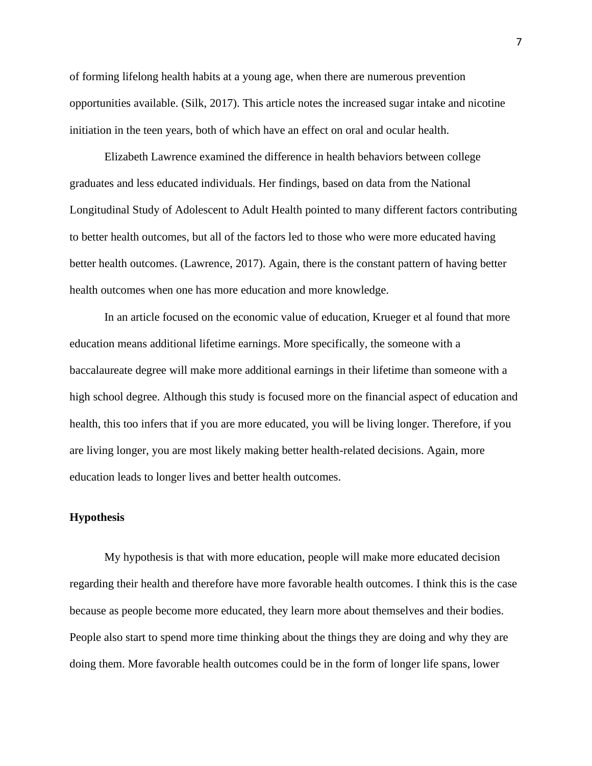of forming lifelong health habits at a young age, when there are numerous prevention opportunities available. (Silk, 2017). This article notes the increased sugar intake and nicotine initiation in the teen years, both of which have an effect on oral and ocular health.

Elizabeth Lawrence examined the difference in health behaviors between college graduates and less educated individuals. Her findings, based on data from the National Longitudinal Study of Adolescent to Adult Health pointed to many different factors contributing to better health outcomes, but all of the factors led to those who were more educated having better health outcomes. (Lawrence, 2017). Again, there is the constant pattern of having better health outcomes when one has more education and more knowledge.

In an article focused on the economic value of education, Krueger et al found that more education means additional lifetime earnings. More specifically, the someone with a baccalaureate degree will make more additional earnings in their lifetime than someone with a high school degree. Although this study is focused more on the financial aspect of education and health, this too infers that if you are more educated, you will be living longer. Therefore, if you are living longer, you are most likely making better health-related decisions. Again, more education leads to longer lives and better health outcomes.

## Hypothesis

My hypothesis is that with more education, people will make more educated decision regarding their health and therefore have more favorable health outcomes. I think this is the case because as people become more educated, they learn more about themselves and their bodies. People also start to spend more time thinking about the things they are doing and why they are doing them. More favorable health outcomes could be in the form of longer life spans, lower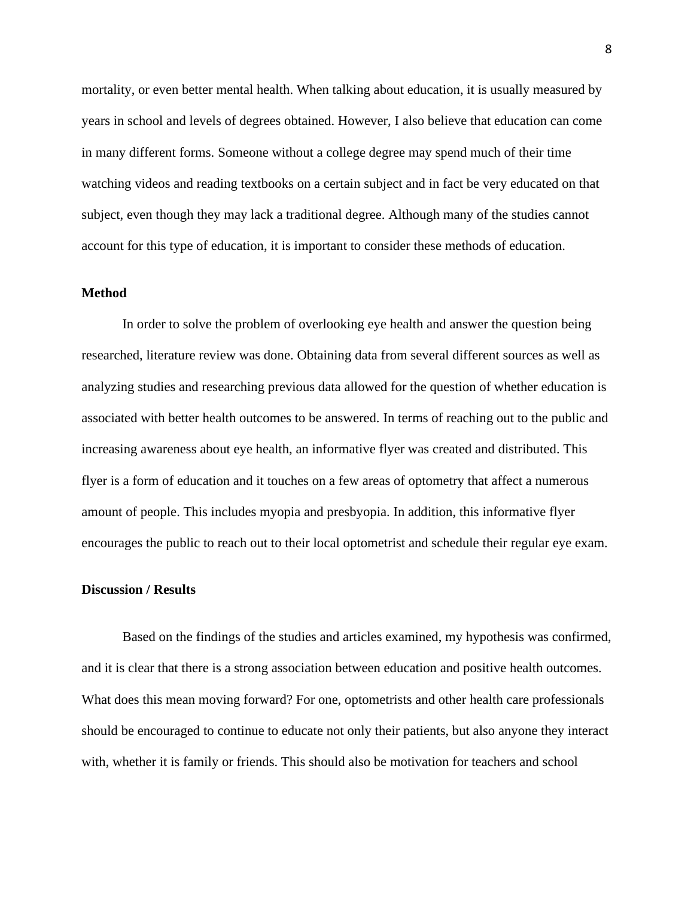mortality, or even better mental health. When talking about education, it is usually measured by years in school and levels of degrees obtained. However, I also believe that education can come in many different forms. Someone without a college degree may spend much of their time watching videos and reading textbooks on a certain subject and in fact be very educated on that subject, even though they may lack a traditional degree. Although many of the studies cannot account for this type of education, it is important to consider these methods of education.

**Method**

In order to solve the problem of overlooking eye health and answer the question being researched, literature review was done. Obtaining data from several different sources as well as analyzing studies and researching previous data allowed for the question of whether education is associated with better health outcomes to be answered. In terms of reaching out to the public and increasing awareness about eye health, an informative flyer was created and distributed. This flyer is a form of education and it touches on a few areas of optometry that affect a numerous amount of people. This includes myopia and presbyopia. In addition, this informative flyer encourages the public to reach out to their local optometrist and schedule their regular eye exam.

**Discussion / Results**

Based on the findings of the studies and articles examined, my hypothesis was confirmed, and it is clear that there is a strong association between education and positive health outcomes. What does this mean moving forward? For one, optometrists and other health care professionals should be encouraged to continue to educate not only their patients, but also anyone they interact with, whether it is family or friends. This should also be motivation for teachers and school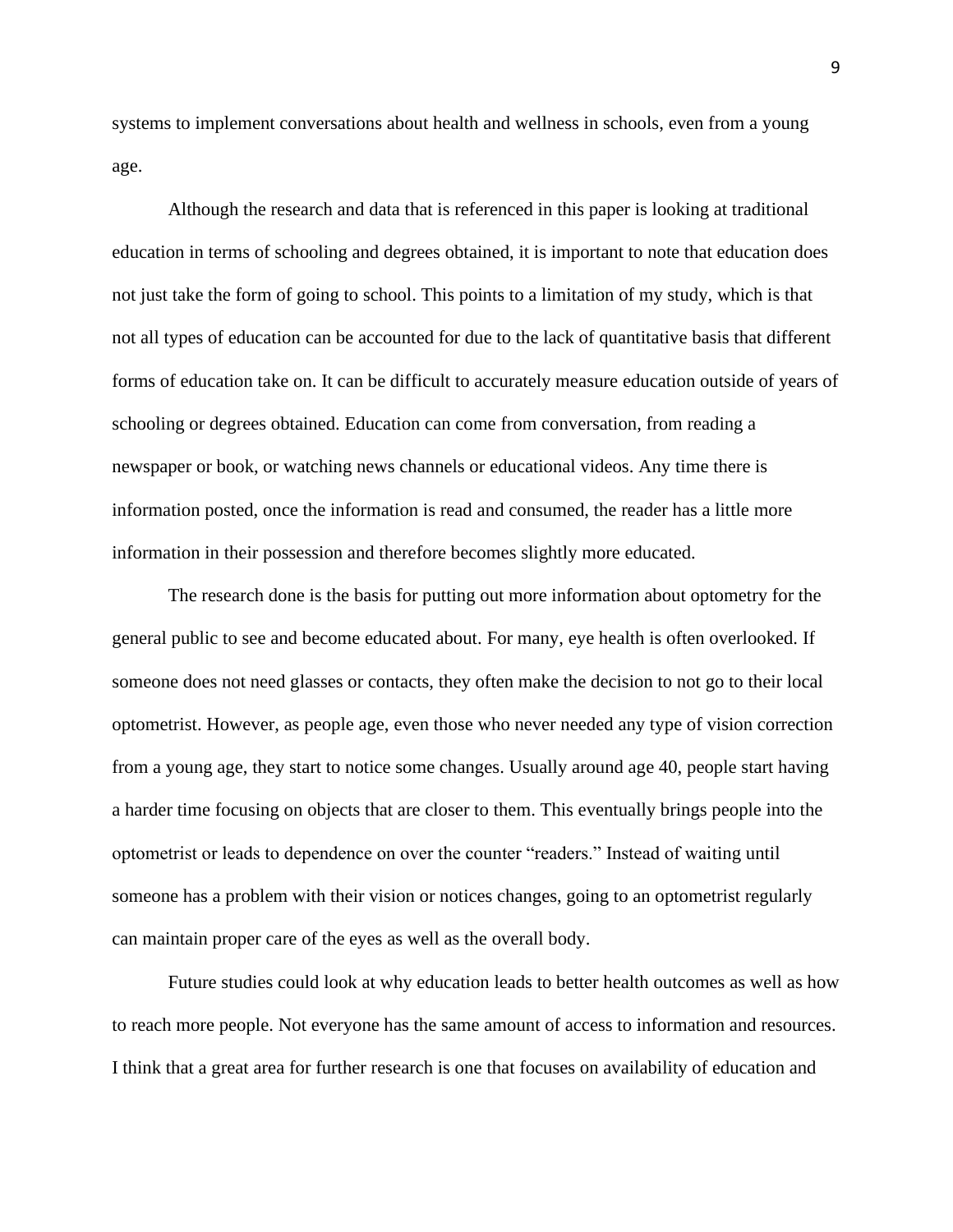systems to implement conversations about health and wellness in schools, even from a young age.

Although the research and data that is referenced in this paper is looking at traditional education in terms of schooling and degrees obtained, it is important to note that education does not just take the form of going to school. This points to a limitation of my study, which is that not all types of education can be accounted for due to the lack of quantitative basis that different forms of education take on. It can be difficult to accurately measure education outside of years of schooling or degrees obtained. Education can come from conversation, from reading a newspaper or book, or watching news channels or educational videos. Any time there is information posted, once the information is read and consumed, the reader has a little more information in their possession and therefore becomes slightly more educated.

The research done is the basis for putting out more information about optometry for the general public to see and become educated about. For many, eye health is often overlooked. If someone does not need glasses or contacts, they often make the decision to not go to their local optometrist. However, as people age, even those who never needed any type of vision correction from a young age, they start to notice some changes. Usually around age 40, people start having a harder time focusing on objects that are closer to them. This eventually brings people into the optometrist or leads to dependence on over the counter "readers." Instead of waiting until someone has a problem with their vision or notices changes, going to an optometrist regularly can maintain proper care of the eyes as well as the overall body.

Future studies could look at why education leads to better health outcomes as well as how to reach more people. Not everyone has the same amount of access to information and resources. I think that a great area for further research is one that focuses on availability of education and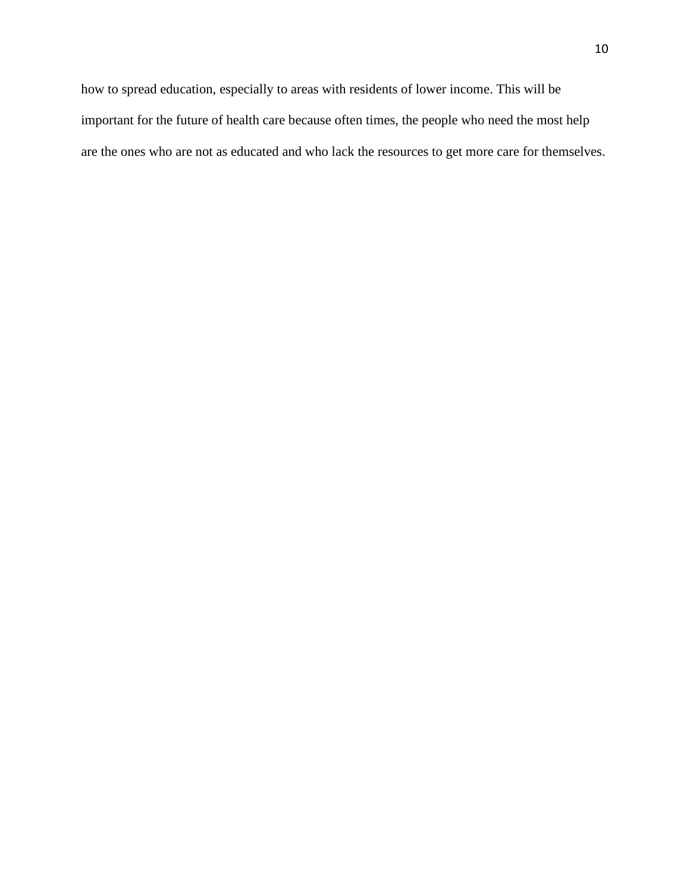how to spread education, especially to areas with residents of lower income. This will be important for the future of health care because often times, the people who need the most help are the ones who are not as educated and who lack the resources to get more care for themselves.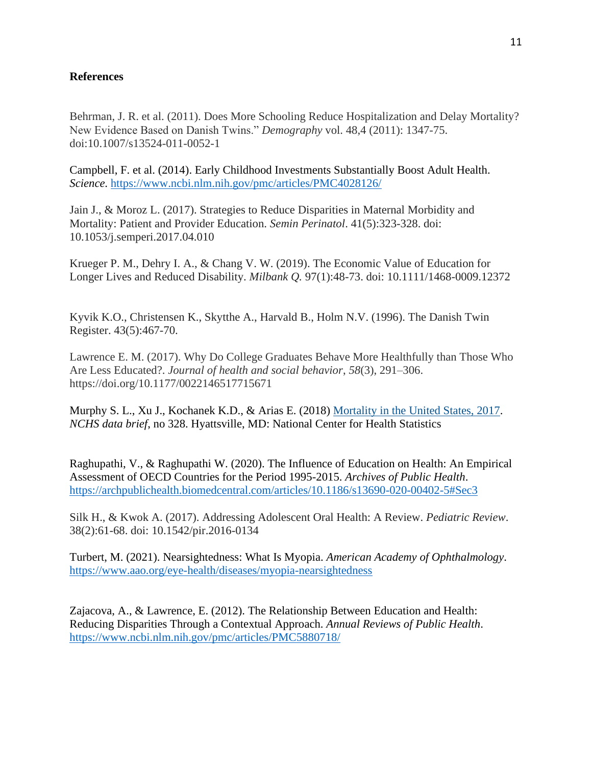**References**

Behrman, J. R. et al. (2011). Does More Schooling Reduce Hospitalization and Delay Mortality? New Evidence Based on Danish Twins." *Demography* vol. 48,4 (2011): 1347-75. doi:10.1007/s13524-011-0052-1

Campbell, F. et al. (2014). Early Childhood Investments Substantially Boost Adult Health. *Science*. https://www.ncbi.nlm.nih.gov/pmc/articles/PMC4028126/

Jain J., & Moroz L. (2017). Strategies to Reduce Disparities in Maternal Morbidity and Mortality: Patient and Provider Education. *Semin Perinatol*. 41(5):323-328. doi: 10.1053/j.semperi.2017.04.010

Krueger P. M., Dehry I. A., & Chang V. W. (2019). The Economic Value of Education for Longer Lives and Reduced Disability. *Milbank Q.* 97(1):48-73. doi: 10.1111/1468-0009.12372

Kyvik K.O., Christensen K., Skytthe A., Harvald B., Holm N.V. (1996). The Danish Twin Register. 43(5):467-70.

Lawrence E. M. (2017). Why Do College Graduates Behave More Healthfully than Those Who Are Less Educated?. *Journal of health and social behavior*, *58*(3), 291–306. https://doi.org/10.1177/0022146517715671

Murphy S. L., Xu J., Kochanek K.D., & Arias E. (2018) Mortality in the United States, 2017. *NCHS data brief*, no 328. Hyattsville, MD: National Center for Health Statistics

Raghupathi, V., & Raghupathi W. (2020). The Influence of Education on Health: An Empirical Assessment of OECD Countries for the Period 1995-2015. *Archives of Public Health*. https://archpublichealth.biomedcentral.com/articles/10.1186/s13690-020-00402-5#Sec3

Silk H., & Kwok A. (2017). Addressing Adolescent Oral Health: A Review. *Pediatric Review*. 38(2):61-68. doi: 10.1542/pir.2016-0134

Turbert, M. (2021). Nearsightedness: What Is Myopia. *American Academy of Ophthalmology*. https://www.aao.org/eye-health/diseases/myopia-nearsightedness

Zajacova, A., & Lawrence, E. (2012). The Relationship Between Education and Health: Reducing Disparities Through a Contextual Approach. *Annual Reviews of Public Health*. https://www.ncbi.nlm.nih.gov/pmc/articles/PMC5880718/